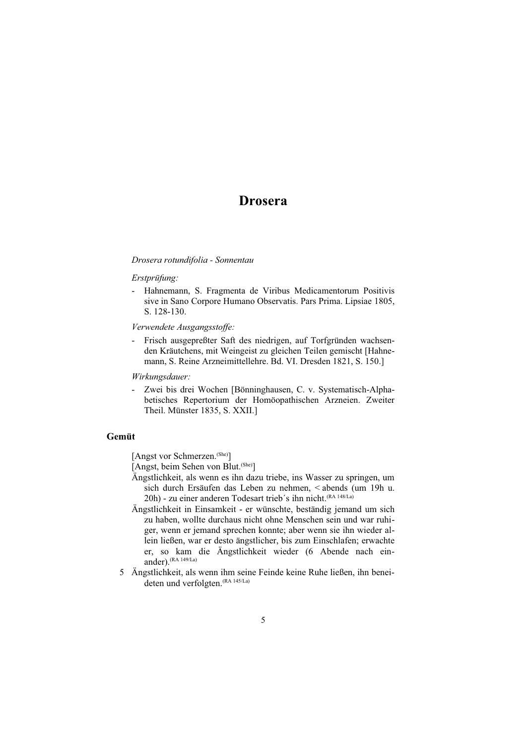# Drosera

*Drosera rotundifolia - Sonnentau*

*Erstprüfung:*

- Hahnemann, S. Fragmenta de Viribus Medicamentorum Positivis sive in Sano Corpore Humano Observatis. Pars Prima. Lipsiae 1805, S. 128-130.

*Verwendete Ausgangsstoffe:*

- Frisch ausgepreßter Saft des niedrigen, auf Torfgründen wachsenden Kräutchens, mit Weingeist zu gleichen Teilen gemischt [Hahnemann, S. Reine Arzneimittellehre. Bd. VI. Dresden 1821, S. 150.]

*Wirkungsdauer:*

- Zwei bis drei Wochen [Bönninghausen, C. v. Systematisch-Alphabetisches Repertorium der Homöopathischen Arzneien. Zweiter Theil. Münster 1835, S. XXII.]

## Gemüt

[Angst vor Schmerzen.(She)]

[Angst, beim Sehen von Blut.(She)]

Ängstlichkeit, als wenn es ihn dazu triebe, ins Wasser zu springen, um sich durch Ersäufen das Leben zu nehmen, < abends (um 19h u. 20h) - zu einer anderen Todesart trieb´s ihn nicht.(RA 148/La)

Ängstlichkeit in Einsamkeit - er wünschte, beständig jemand um sich zu haben, wollte durchaus nicht ohne Menschen sein und war ruhiger, wenn er jemand sprechen konnte; aber wenn sie ihn wieder allein ließen, war er desto ängstlicher, bis zum Einschlafen; erwachte er, so kam die Ängstlichkeit wieder (6 Abende nach einander).(RA 149/La)

5 Ängstlichkeit, als wenn ihm seine Feinde keine Ruhe ließen, ihn beneideten und verfolgten.(RA 145/La)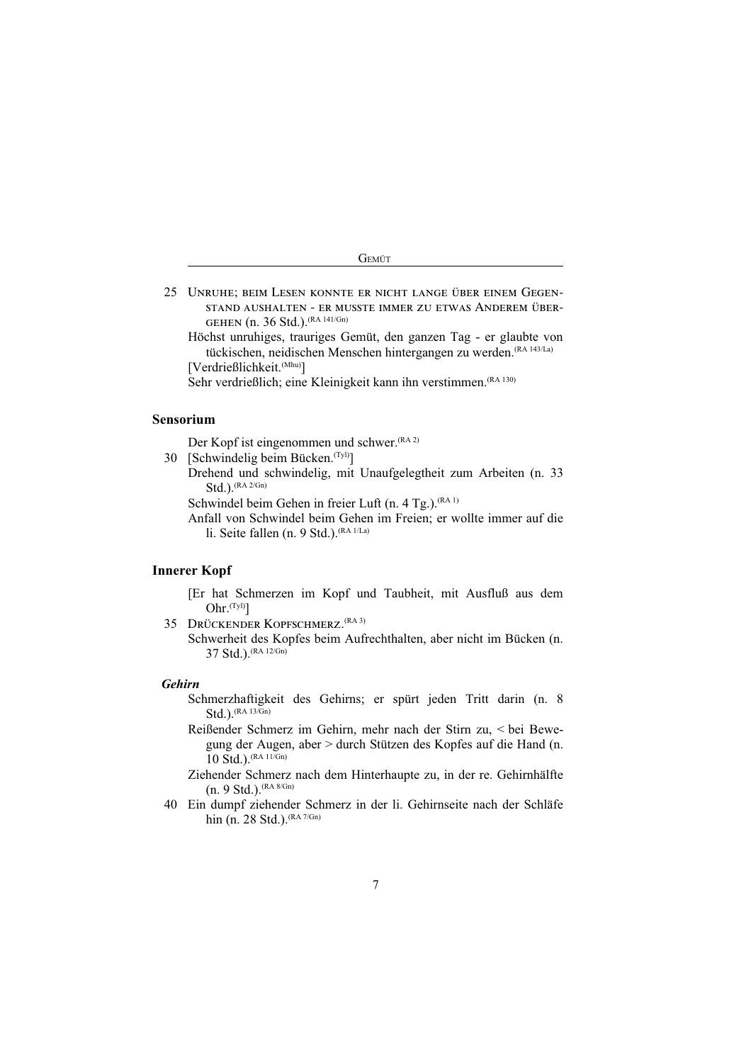25 UNRUHE; BEIM LESEN KONNTE ER NICHT LANGE ÜBER EINEM GEGENSTAND AUSHALTEN - ER MUSSTE IMMER ZU ETWAS ANDEREM ÜBERGEHEN (n. 36 Std.).(RA 141/Gn)

Höchst unruhiges, trauriges Gemüt, den ganzen Tag - er glaubte von tückischen, neidischen Menschen hintergangen zu werden.(RA 143/La)

[Verdrießlichkeit.(Mhu)]

Sehr verdrießlich; eine Kleinigkeit kann ihn verstimmen.(RA 130)

## Sensorium

Der Kopf ist eingenommen und schwer.(RA 2)

30 [Schwindelig beim Bücken.(Tyl)]

Drehend und schwindelig, mit Unaufgelegtheit zum Arbeiten (n. 33 Std.).(RA 2/Gn)

Schwindel beim Gehen in freier Luft (n. 4 Tg.).(RA 1)

Anfall von Schwindel beim Gehen im Freien; er wollte immer auf die li. Seite fallen (n. 9 Std.).(RA 1/La)

## Innerer Kopf

[Er hat Schmerzen im Kopf und Taubheit, mit Ausfluß aus dem Ohr.(Tyl)]

35 DRÜCKENDER KOPFSCHMERZ.(RA 3)

Schwerheit des Kopfes beim Aufrechthalten, aber nicht im Bücken (n. 37 Std.).(RA 12/Gn)

### *Gehirn*

Schmerzhaftigkeit des Gehirns; er spürt jeden Tritt darin (n. 8 Std.).(RA 13/Gn)

Reißender Schmerz im Gehirn, mehr nach der Stirn zu, < bei Bewegung der Augen, aber > durch Stützen des Kopfes auf die Hand (n. 10 Std.).(RA 11/Gn)

Ziehender Schmerz nach dem Hinterhaupte zu, in der re. Gehirnhälfte (n. 9 Std.).(RA 8/Gn)

40 Ein dumpf ziehender Schmerz in der li. Gehirnseite nach der Schläfe hin (n. 28 Std.).(RA 7/Gn)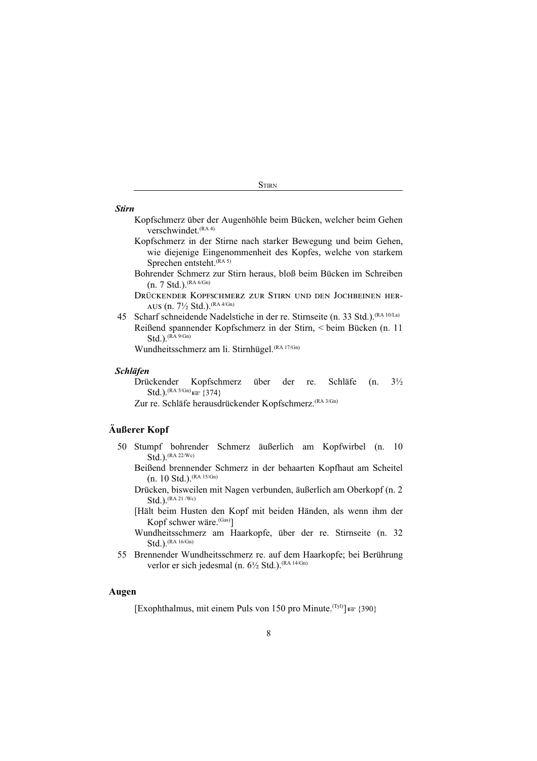### *Stirn*

Kopfschmerz über der Augenhöhle beim Bücken, welcher beim Gehen verschwindet.(RA 4)

Kopfschmerz in der Stirne nach starker Bewegung und beim Gehen, wie diejenige Eingenommenheit des Kopfes, welche von starkem Sprechen entsteht.(RA 5)

Bohrender Schmerz zur Stirn heraus, bloß beim Bücken im Schreiben (n. 7 Std.).(RA 6/Gn)

Drückender Kopfschmerz zur Stirn und den Jochbeinen heraus (n. 7½ Std.).(RA 4/Gn)

45 Scharf schneidende Nadelstiche in der re. Stirnseite (n. 33 Std.).(RA 10/La)

Reißend spannender Kopfschmerz in der Stirn, < beim Bücken (n. 11 Std.).(RA 9/Gn)

Wundheitsschmerz am li. Stirnhügel.(RA 17/Gn)

### *Schläfen*

Drückender Kopfschmerz über der re. Schläfe (n. 3½ Std.).(RA 5/Gn) ☞ {374}

Zur re. Schläfe herausdrückender Kopfschmerz.(RA 3/Gn)

## Äußerer Kopf

50 Stumpf bohrender Schmerz äußerlich am Kopfwirbel (n. 10 Std.).(RA 22/Wc)

Beißend brennender Schmerz in der behaarten Kopfhaut am Scheitel (n. 10 Std.).(RA 15/Gn)

Drücken, bisweilen mit Nagen verbunden, äußerlich am Oberkopf (n. 2 Std.).(RA 21 /Wc)

[Hält beim Husten den Kopf mit beiden Händen, als wenn ihm der Kopf schwer wäre.(Gas)]

Wundheitsschmerz am Haarkopfe, über der re. Stirnseite (n. 32 Std.).(RA 16/Gn)

55 Brennender Wundheitsschmerz re. auf dem Haarkopfe; bei Berührung verlor er sich jedesmal (n. 6½ Std.).(RA 14/Gn)

## Augen

[Exophthalmus, mit einem Puls von 150 pro Minute.(Tyl)] ☞ {390}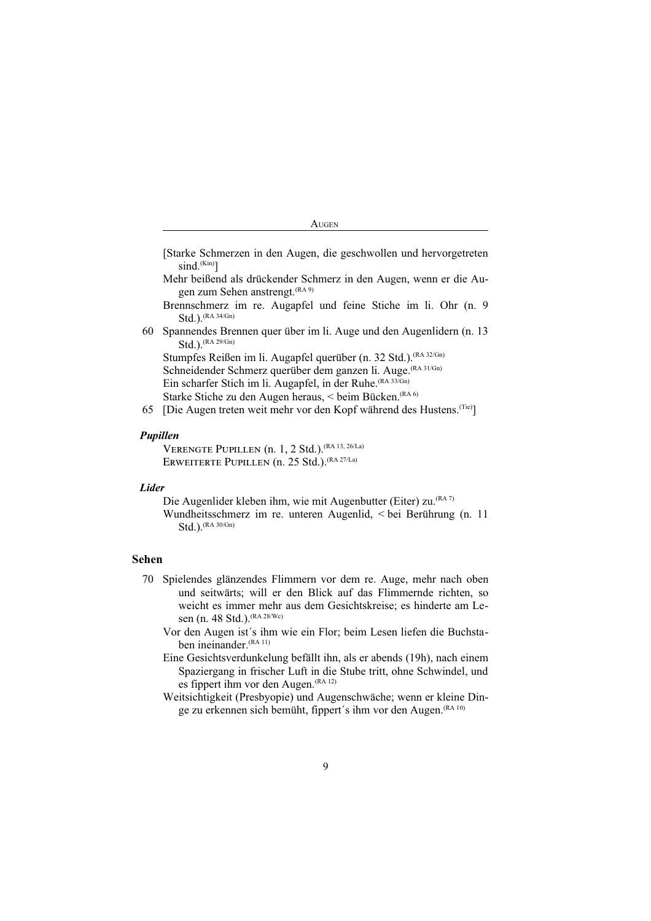[Starke Schmerzen in den Augen, die geschwollen und hervorgetreten sind.(Kin)]

Mehr beißend als drückender Schmerz in den Augen, wenn er die Augen zum Sehen anstrengt.(RA 9)

Brennschmerz im re. Augapfel und feine Stiche im li. Ohr (n. 9 Std.).(RA 34/Gn)

60 Spannendes Brennen quer über im li. Auge und den Augenlidern (n. 13 Std.).(RA 29/Gn)

Stumpfes Reißen im li. Augapfel querüber (n. 32 Std.).(RA 32/Gn)

Schneidender Schmerz querüber dem ganzen li. Auge.(RA 31/Gn)

Ein scharfer Stich im li. Augapfel, in der Ruhe.(RA 33/Gn)

Starke Stiche zu den Augen heraus, < beim Bücken.(RA 6)

65 [Die Augen treten weit mehr vor den Kopf während des Hustens.(Tie)]

***Pupillen***

VERENGTE PUPILLEN (n. 1, 2 Std.).(RA 13, 26/La)

ERWEITERTE PUPILLEN (n. 25 Std.).(RA 27/La)

***Lider***

Die Augenlider kleben ihm, wie mit Augenbutter (Eiter) zu.(RA 7)

Wundheitsschmerz im re. unteren Augenlid, < bei Berührung (n. 11 Std.).(RA 30/Gn)

## Sehen

70 Spielendes glänzendes Flimmern vor dem re. Auge, mehr nach oben und seitwärts; will er den Blick auf das Flimmernde richten, so weicht es immer mehr aus dem Gesichtskreise; es hinderte am Lesen (n. 48 Std.).(RA 28/Wc)

Vor den Augen ist´s ihm wie ein Flor; beim Lesen liefen die Buchstaben ineinander.(RA 11)

Eine Gesichtsverdunkelung befällt ihn, als er abends (19h), nach einem Spaziergang in frischer Luft in die Stube tritt, ohne Schwindel, und es fippert ihm vor den Augen.(RA 12)

Weitsichtigkeit (Presbyopie) und Augenschwäche; wenn er kleine Dinge zu erkennen sich bemüht, fippert´s ihm vor den Augen.(RA 10)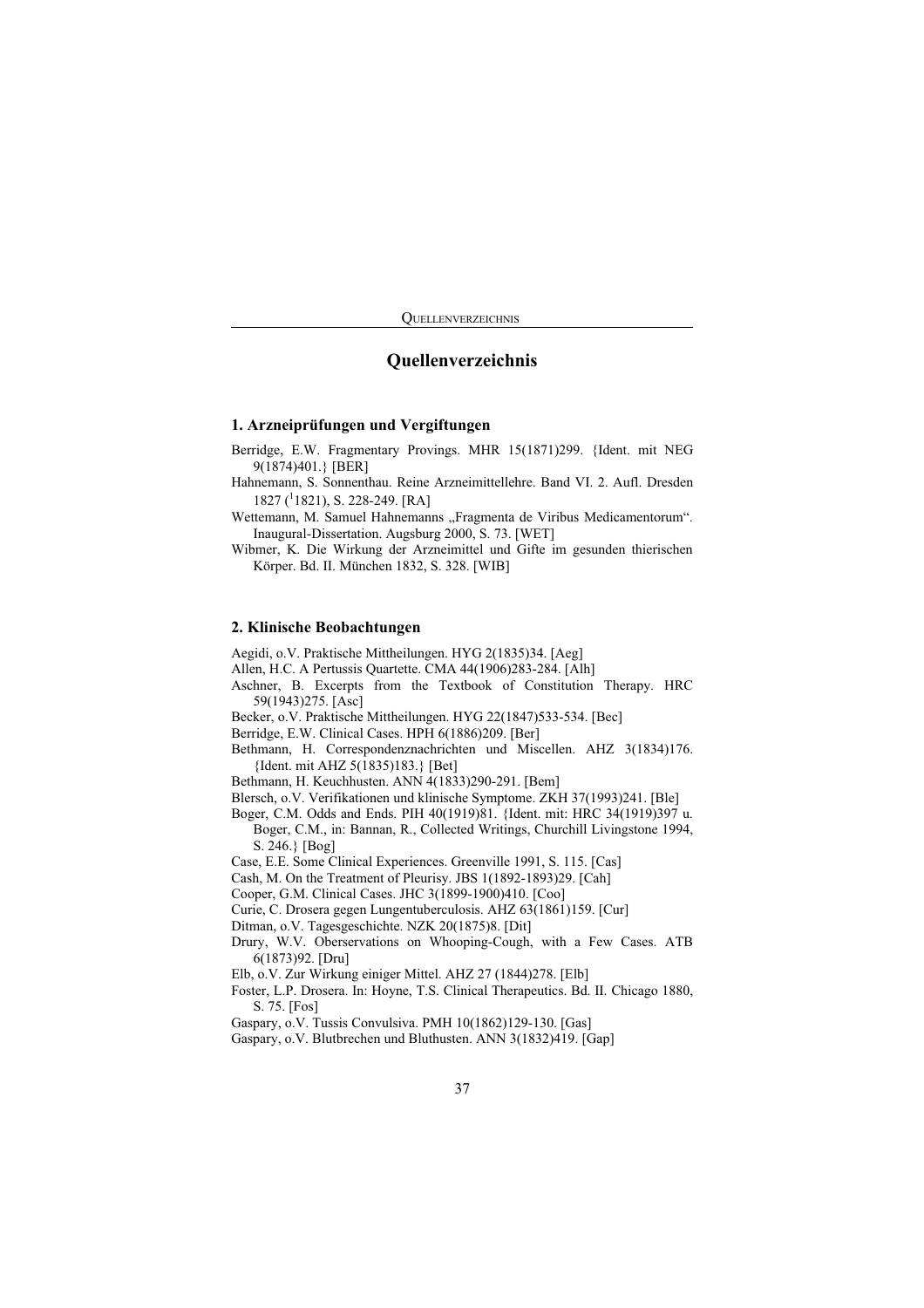# Quellenverzeichnis

## 1. Arzneiprüfungen und Vergiftungen

Berridge, E.W. Fragmentary Provings. MHR 15(1871)299. {Ident. mit NEG 9(1874)401.} [BER]

Hahnemann, S. Sonnenthau. Reine Arzneimittellehre. Band VI. 2. Aufl. Dresden 1827 ([1]1821), S. 228-249. [RA]

Wettemann, M. Samuel Hahnemanns „Fragmenta de Viribus Medicamentorum". Inaugural-Dissertation. Augsburg 2000, S. 73. [WET]

Wibmer, K. Die Wirkung der Arzneimittel und Gifte im gesunden thierischen Körper. Bd. II. München 1832, S. 328. [WIB]

## 2. Klinische Beobachtungen

Aegidi, o.V. Praktische Mittheilungen. HYG 2(1835)34. [Aeg]

Allen, H.C. A Pertussis Quartette. CMA 44(1906)283-284. [Alh]

Aschner, B. Excerpts from the Textbook of Constitution Therapy. HRC 59(1943)275. [Asc]

Becker, o.V. Praktische Mittheilungen. HYG 22(1847)533-534. [Bec]

Berridge, E.W. Clinical Cases. HPH 6(1886)209. [Ber]

Bethmann, H. Correspondenznachrichten und Miscellen. AHZ 3(1834)176. {Ident. mit AHZ 5(1835)183.} [Bet]

Bethmann, H. Keuchhusten. ANN 4(1833)290-291. [Bem]

Blersch, o.V. Verifikationen und klinische Symptome. ZKH 37(1993)241. [Ble]

Boger, C.M. Odds and Ends. PIH 40(1919)81. {Ident. mit: HRC 34(1919)397 u. Boger, C.M., in: Bannan, R., Collected Writings, Churchill Livingstone 1994, S. 246.} [Bog]

Case, E.E. Some Clinical Experiences. Greenville 1991, S. 115. [Cas]

Cash, M. On the Treatment of Pleurisy. JBS 1(1892-1893)29. [Cah]

Cooper, G.M. Clinical Cases. JHC 3(1899-1900)410. [Coo]

Curie, C. Drosera gegen Lungentuberculosis. AHZ 63(1861)159. [Cur]

Ditman, o.V. Tagesgeschichte. NZK 20(1875)8. [Dit]

Drury, W.V. Oberservations on Whooping-Cough, with a Few Cases. ATB 6(1873)92. [Dru]

Elb, o.V. Zur Wirkung einiger Mittel. AHZ 27 (1844)278. [Elb]

Foster, L.P. Drosera. In: Hoyne, T.S. Clinical Therapeutics. Bd. II. Chicago 1880, S. 75. [Fos]

Gaspary, o.V. Tussis Convulsiva. PMH 10(1862)129-130. [Gas]

Gaspary, o.V. Blutbrechen und Bluthusten. ANN 3(1832)419. [Gap]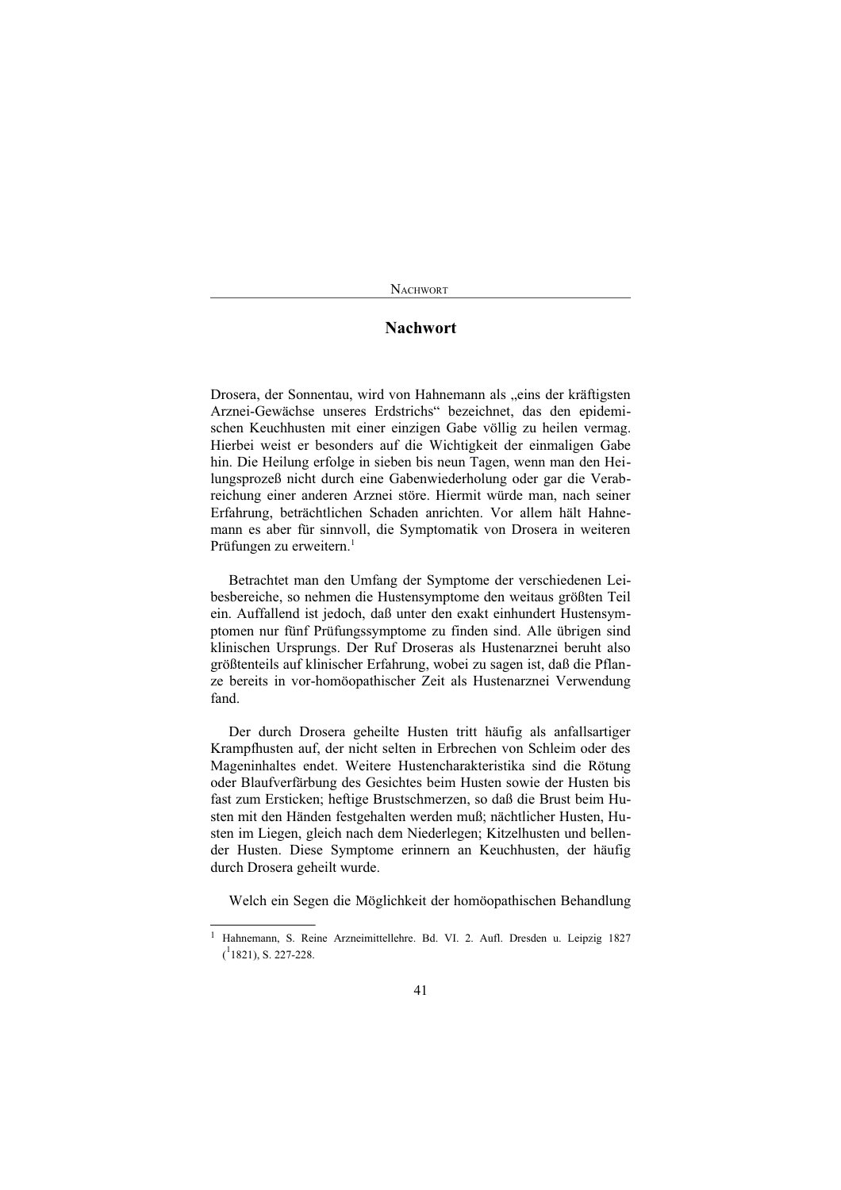# Nachwort

Drosera, der Sonnentau, wird von Hahnemann als „eins der kräftigsten Arznei-Gewächse unseres Erdstrichs" bezeichnet, das den epidemischen Keuchhusten mit einer einzigen Gabe völlig zu heilen vermag. Hierbei weist er besonders auf die Wichtigkeit der einmaligen Gabe hin. Die Heilung erfolge in sieben bis neun Tagen, wenn man den Heilungsprozeß nicht durch eine Gabenwiederholung oder gar die Verabreichung einer anderen Arznei störe. Hiermit würde man, nach seiner Erfahrung, beträchtlichen Schaden anrichten. Vor allem hält Hahnemann es aber für sinnvoll, die Symptomatik von Drosera in weiteren Prüfungen zu erweitern.[1]

Betrachtet man den Umfang der Symptome der verschiedenen Leibesbereiche, so nehmen die Hustensymptome den weitaus größten Teil ein. Auffallend ist jedoch, daß unter den exakt einhundert Hustensymptomen nur fünf Prüfungssymptome zu finden sind. Alle übrigen sind klinischen Ursprungs. Der Ruf Droseras als Hustenarznei beruht also größtenteils auf klinischer Erfahrung, wobei zu sagen ist, daß die Pflanze bereits in vor-homöopathischer Zeit als Hustenarznei Verwendung fand.

Der durch Drosera geheilte Husten tritt häufig als anfallsartiger Krampfhusten auf, der nicht selten in Erbrechen von Schleim oder des Mageninhaltes endet. Weitere Hustencharakteristika sind die Rötung oder Blaufverfärbung des Gesichtes beim Husten sowie der Husten bis fast zum Ersticken; heftige Brustschmerzen, so daß die Brust beim Husten mit den Händen festgehalten werden muß; nächtlicher Husten, Husten im Liegen, gleich nach dem Niederlegen; Kitzelhusten und bellender Husten. Diese Symptome erinnern an Keuchhusten, der häufig durch Drosera geheilt wurde.

Welch ein Segen die Möglichkeit der homöopathischen Behandlung

[1] Hahnemann, S. Reine Arzneimittellehre. Bd. VI. 2. Aufl. Dresden u. Leipzig 1827 ([1]1821), S. 227-228.